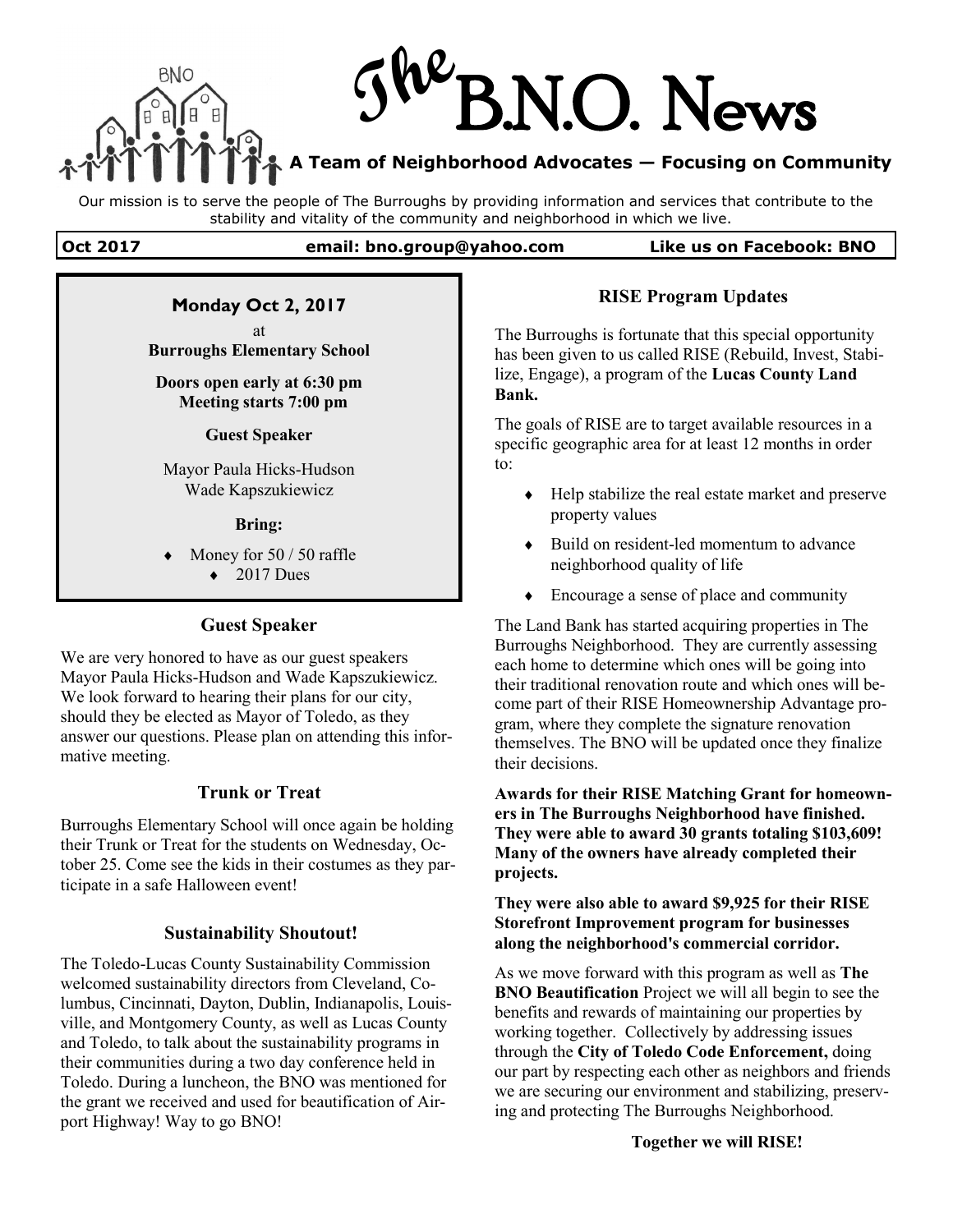# The B.N.O. News

**A Team of Neighborhood Advocates — Focusing on Community**

Our mission is to serve the people of The Burroughs by providing information and services that contribute to the stability and vitality of the community and neighborhood in which we live.

**Oct 2017** | **email: bno.group@yahoo.com** | **Like us on Facebook: BNO**

**Monday Oct 2, 2017**

at

**Burroughs Elementary School**

**Doors open early at 6:30 pm**
**Meeting starts 7:00 pm**

**Guest Speaker**

Mayor Paula Hicks-Hudson
Wade Kapszukiewicz

**Bring:**

- Money for 50 / 50 raffle
- 2017 Dues

### Guest Speaker

We are very honored to have as our guest speakers Mayor Paula Hicks-Hudson and Wade Kapszukiewicz. We look forward to hearing their plans for our city, should they be elected as Mayor of Toledo, as they answer our questions. Please plan on attending this informative meeting.

### Trunk or Treat

Burroughs Elementary School will once again be holding their Trunk or Treat for the students on Wednesday, October 25. Come see the kids in their costumes as they participate in a safe Halloween event!

### Sustainability Shoutout!

The Toledo-Lucas County Sustainability Commission welcomed sustainability directors from Cleveland, Columbus, Cincinnati, Dayton, Dublin, Indianapolis, Louisville, and Montgomery County, as well as Lucas County and Toledo, to talk about the sustainability programs in their communities during a two day conference held in Toledo. During a luncheon, the BNO was mentioned for the grant we received and used for beautification of Airport Highway! Way to go BNO!

### RISE Program Updates

The Burroughs is fortunate that this special opportunity has been given to us called RISE (Rebuild, Invest, Stabilize, Engage), a program of the **Lucas County Land Bank.**

The goals of RISE are to target available resources in a specific geographic area for at least 12 months in order to:

- Help stabilize the real estate market and preserve property values
- Build on resident-led momentum to advance neighborhood quality of life
- Encourage a sense of place and community

The Land Bank has started acquiring properties in The Burroughs Neighborhood. They are currently assessing each home to determine which ones will be going into their traditional renovation route and which ones will become part of their RISE Homeownership Advantage program, where they complete the signature renovation themselves. The BNO will be updated once they finalize their decisions.

**Awards for their RISE Matching Grant for homeowners in The Burroughs Neighborhood have finished. They were able to award 30 grants totaling $103,609! Many of the owners have already completed their projects.**

**They were also able to award $9,925 for their RISE Storefront Improvement program for businesses along the neighborhood's commercial corridor.**

As we move forward with this program as well as **The BNO Beautification** Project we will all begin to see the benefits and rewards of maintaining our properties by working together. Collectively by addressing issues through the **City of Toledo Code Enforcement,** doing our part by respecting each other as neighbors and friends we are securing our environment and stabilizing, preserving and protecting The Burroughs Neighborhood.

**Together we will RISE!**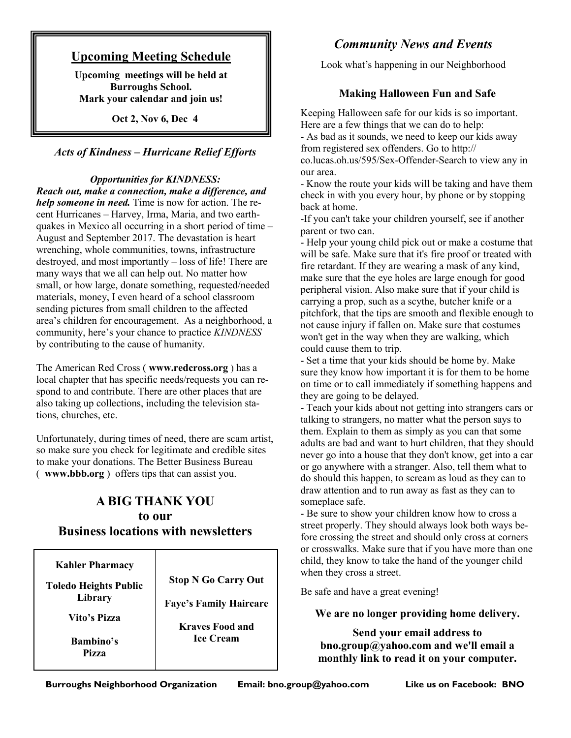## Upcoming Meeting Schedule

**Upcoming meetings will be held at Burroughs School. Mark your calendar and join us!**

**Oct 2, Nov 6, Dec 4**

### *Acts of Kindness – Hurricane Relief Efforts*

***Opportunities for KINDNESS:***

***Reach out, make a connection, make a difference, and help someone in need.*** Time is now for action. The recent Hurricanes – Harvey, Irma, Maria, and two earthquakes in Mexico all occurring in a short period of time – August and September 2017. The devastation is heart wrenching, whole communities, towns, infrastructure destroyed, and most importantly – loss of life! There are many ways that we all can help out. No matter how small, or how large, donate something, requested/needed materials, money, I even heard of a school classroom sending pictures from small children to the affected area's children for encouragement. As a neighborhood, a community, here's your chance to practice *KINDNESS* by contributing to the cause of humanity.

The American Red Cross ( **www.redcross.org** ) has a local chapter that has specific needs/requests you can respond to and contribute. There are other places that are also taking up collections, including the television stations, churches, etc.

Unfortunately, during times of need, there are scam artist, so make sure you check for legitimate and credible sites to make your donations. The Better Business Bureau ( **www.bbb.org** ) offers tips that can assist you.

## A BIG THANK YOU to our Business locations with newsletters

| | |
|---|---|
| **Kahler Pharmacy** | **Stop N Go Carry Out** |
| **Toledo Heights Public Library** | **Faye's Family Haircare** |
| **Vito's Pizza** | **Kraves Food and Ice Cream** |
| **Bambino's Pizza** | |

## *Community News and Events*

Look what's happening in our Neighborhood

### Making Halloween Fun and Safe

Keeping Halloween safe for our kids is so important. Here are a few things that we can do to help:

- As bad as it sounds, we need to keep our kids away from registered sex offenders. Go to http://co.lucas.oh.us/595/Sex-Offender-Search to view any in our area.
- Know the route your kids will be taking and have them check in with you every hour, by phone or by stopping back at home.
- If you can't take your children yourself, see if another parent or two can.
- Help your young child pick out or make a costume that will be safe. Make sure that it's fire proof or treated with fire retardant. If they are wearing a mask of any kind, make sure that the eye holes are large enough for good peripheral vision. Also make sure that if your child is carrying a prop, such as a scythe, butcher knife or a pitchfork, that the tips are smooth and flexible enough to not cause injury if fallen on. Make sure that costumes won't get in the way when they are walking, which could cause them to trip.
- Set a time that your kids should be home by. Make sure they know how important it is for them to be home on time or to call immediately if something happens and they are going to be delayed.
- Teach your kids about not getting into strangers cars or talking to strangers, no matter what the person says to them. Explain to them as simply as you can that some adults are bad and want to hurt children, that they should never go into a house that they don't know, get into a car or go anywhere with a stranger. Also, tell them what to do should this happen, to scream as loud as they can to draw attention and to run away as fast as they can to someplace safe.
- Be sure to show your children know how to cross a street properly. They should always look both ways before crossing the street and should only cross at corners or crosswalks. Make sure that if you have more than one child, they know to take the hand of the younger child when they cross a street.

Be safe and have a great evening!

**We are no longer providing home delivery.**

**Send your email address to bno.group@yahoo.com and we'll email a monthly link to read it on your computer.**

**Burroughs Neighborhood Organization Email: bno.group@yahoo.com Like us on Facebook: BNO**